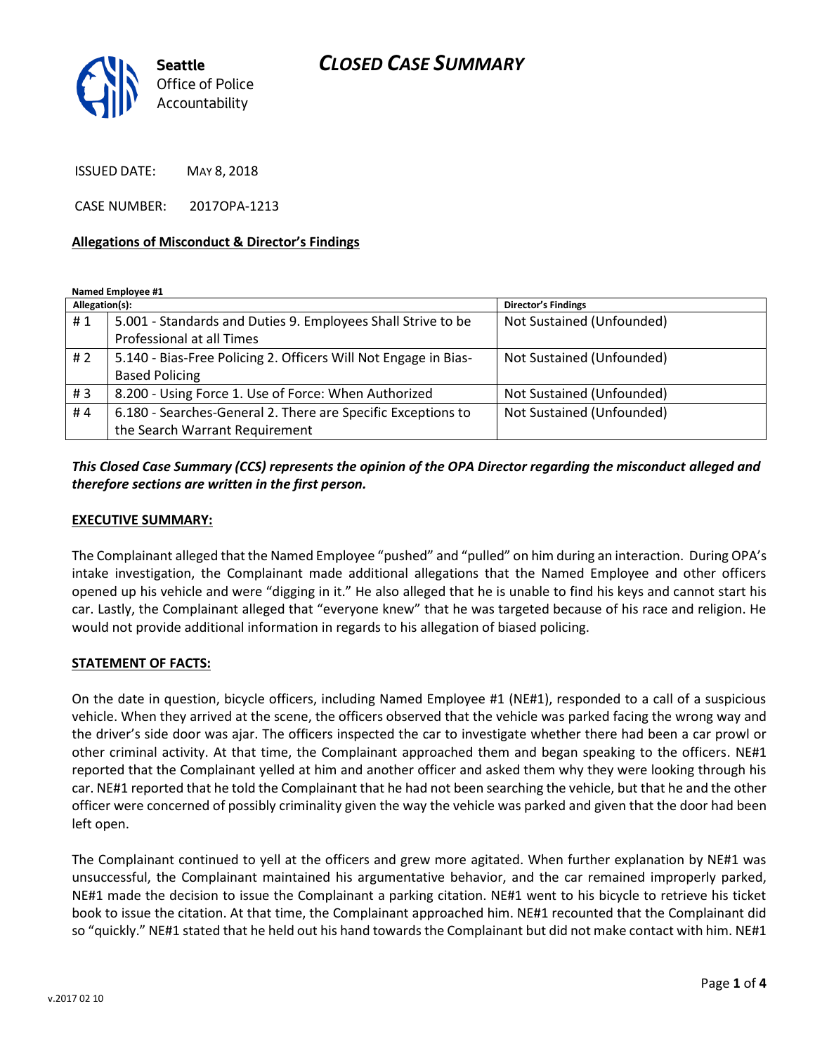# CLOSED CASE SUMMARY

Seattle Office of Police Accountability

ISSUED DATE: MAY 8, 2018

CASE NUMBER: 2017OPA-1213

**Allegations of Misconduct & Director's Findings**

**Named Employee #1**

| Allegation(s): | | Director's Findings |
|---|---|---|
| # 1 | 5.001 - Standards and Duties 9. Employees Shall Strive to be Professional at all Times | Not Sustained (Unfounded) |
| # 2 | 5.140 - Bias-Free Policing 2. Officers Will Not Engage in Bias-Based Policing | Not Sustained (Unfounded) |
| # 3 | 8.200 - Using Force 1. Use of Force: When Authorized | Not Sustained (Unfounded) |
| # 4 | 6.180 - Searches-General 2. There are Specific Exceptions to the Search Warrant Requirement | Not Sustained (Unfounded) |

***This Closed Case Summary (CCS) represents the opinion of the OPA Director regarding the misconduct alleged and therefore sections are written in the first person.***

**EXECUTIVE SUMMARY:**

The Complainant alleged that the Named Employee "pushed" and "pulled" on him during an interaction. During OPA's intake investigation, the Complainant made additional allegations that the Named Employee and other officers opened up his vehicle and were "digging in it." He also alleged that he is unable to find his keys and cannot start his car. Lastly, the Complainant alleged that "everyone knew" that he was targeted because of his race and religion. He would not provide additional information in regards to his allegation of biased policing.

**STATEMENT OF FACTS:**

On the date in question, bicycle officers, including Named Employee #1 (NE#1), responded to a call of a suspicious vehicle. When they arrived at the scene, the officers observed that the vehicle was parked facing the wrong way and the driver's side door was ajar. The officers inspected the car to investigate whether there had been a car prowl or other criminal activity. At that time, the Complainant approached them and began speaking to the officers. NE#1 reported that the Complainant yelled at him and another officer and asked them why they were looking through his car. NE#1 reported that he told the Complainant that he had not been searching the vehicle, but that he and the other officer were concerned of possibly criminality given the way the vehicle was parked and given that the door had been left open.

The Complainant continued to yell at the officers and grew more agitated. When further explanation by NE#1 was unsuccessful, the Complainant maintained his argumentative behavior, and the car remained improperly parked, NE#1 made the decision to issue the Complainant a parking citation. NE#1 went to his bicycle to retrieve his ticket book to issue the citation. At that time, the Complainant approached him. NE#1 recounted that the Complainant did so "quickly." NE#1 stated that he held out his hand towards the Complainant but did not make contact with him. NE#1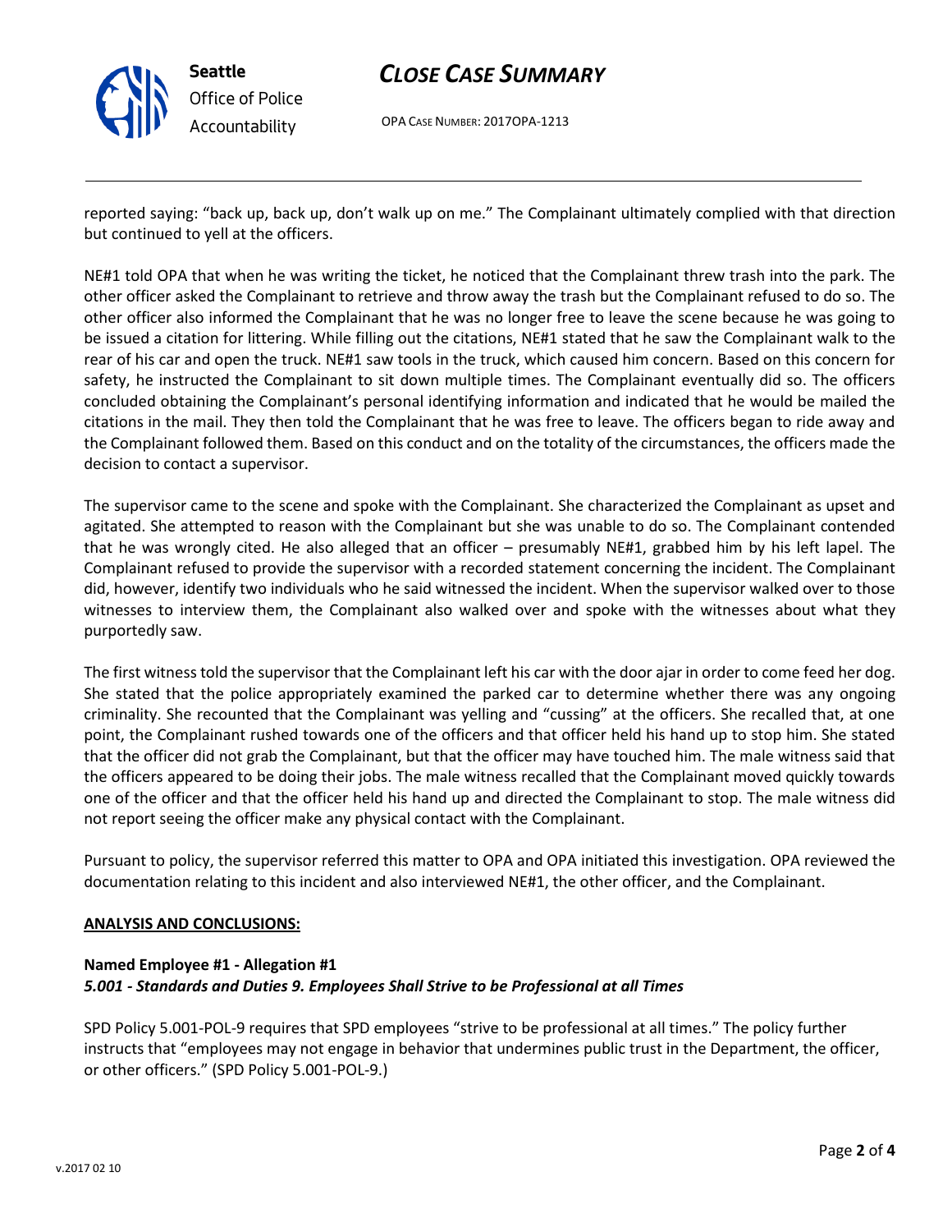reported saying: “back up, back up, don’t walk up on me.” The Complainant ultimately complied with that direction but continued to yell at the officers.

NE#1 told OPA that when he was writing the ticket, he noticed that the Complainant threw trash into the park. The other officer asked the Complainant to retrieve and throw away the trash but the Complainant refused to do so. The other officer also informed the Complainant that he was no longer free to leave the scene because he was going to be issued a citation for littering. While filling out the citations, NE#1 stated that he saw the Complainant walk to the rear of his car and open the truck. NE#1 saw tools in the truck, which caused him concern. Based on this concern for safety, he instructed the Complainant to sit down multiple times. The Complainant eventually did so. The officers concluded obtaining the Complainant’s personal identifying information and indicated that he would be mailed the citations in the mail. They then told the Complainant that he was free to leave. The officers began to ride away and the Complainant followed them. Based on this conduct and on the totality of the circumstances, the officers made the decision to contact a supervisor.

The supervisor came to the scene and spoke with the Complainant. She characterized the Complainant as upset and agitated. She attempted to reason with the Complainant but she was unable to do so. The Complainant contended that he was wrongly cited. He also alleged that an officer – presumably NE#1, grabbed him by his left lapel. The Complainant refused to provide the supervisor with a recorded statement concerning the incident. The Complainant did, however, identify two individuals who he said witnessed the incident. When the supervisor walked over to those witnesses to interview them, the Complainant also walked over and spoke with the witnesses about what they purportedly saw.

The first witness told the supervisor that the Complainant left his car with the door ajar in order to come feed her dog. She stated that the police appropriately examined the parked car to determine whether there was any ongoing criminality. She recounted that the Complainant was yelling and “cussing” at the officers. She recalled that, at one point, the Complainant rushed towards one of the officers and that officer held his hand up to stop him. She stated that the officer did not grab the Complainant, but that the officer may have touched him. The male witness said that the officers appeared to be doing their jobs. The male witness recalled that the Complainant moved quickly towards one of the officer and that the officer held his hand up and directed the Complainant to stop. The male witness did not report seeing the officer make any physical contact with the Complainant.

Pursuant to policy, the supervisor referred this matter to OPA and OPA initiated this investigation. OPA reviewed the documentation relating to this incident and also interviewed NE#1, the other officer, and the Complainant.

**ANALYSIS AND CONCLUSIONS:**

**Named Employee #1 - Allegation #1**
***5.001 - Standards and Duties 9. Employees Shall Strive to be Professional at all Times***

SPD Policy 5.001-POL-9 requires that SPD employees “strive to be professional at all times.” The policy further instructs that “employees may not engage in behavior that undermines public trust in the Department, the officer, or other officers.” (SPD Policy 5.001-POL-9.)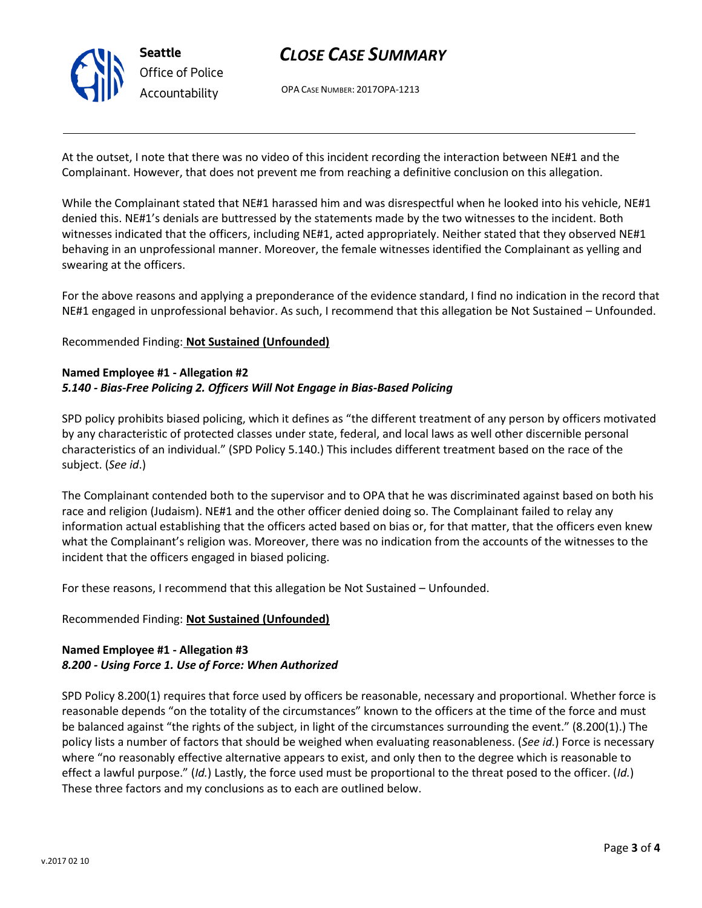At the outset, I note that there was no video of this incident recording the interaction between NE#1 and the Complainant. However, that does not prevent me from reaching a definitive conclusion on this allegation.

While the Complainant stated that NE#1 harassed him and was disrespectful when he looked into his vehicle, NE#1 denied this. NE#1's denials are buttressed by the statements made by the two witnesses to the incident. Both witnesses indicated that the officers, including NE#1, acted appropriately. Neither stated that they observed NE#1 behaving in an unprofessional manner. Moreover, the female witnesses identified the Complainant as yelling and swearing at the officers.

For the above reasons and applying a preponderance of the evidence standard, I find no indication in the record that NE#1 engaged in unprofessional behavior. As such, I recommend that this allegation be Not Sustained – Unfounded.

Recommended Finding: **Not Sustained (Unfounded)**

**Named Employee #1 - Allegation #2**
***5.140 - Bias-Free Policing 2. Officers Will Not Engage in Bias-Based Policing***

SPD policy prohibits biased policing, which it defines as "the different treatment of any person by officers motivated by any characteristic of protected classes under state, federal, and local laws as well other discernible personal characteristics of an individual." (SPD Policy 5.140.) This includes different treatment based on the race of the subject. (*See id*.)

The Complainant contended both to the supervisor and to OPA that he was discriminated against based on both his race and religion (Judaism). NE#1 and the other officer denied doing so. The Complainant failed to relay any information actual establishing that the officers acted based on bias or, for that matter, that the officers even knew what the Complainant's religion was. Moreover, there was no indication from the accounts of the witnesses to the incident that the officers engaged in biased policing.

For these reasons, I recommend that this allegation be Not Sustained – Unfounded.

Recommended Finding: **Not Sustained (Unfounded)**

**Named Employee #1 - Allegation #3**
***8.200 - Using Force 1. Use of Force: When Authorized***

SPD Policy 8.200(1) requires that force used by officers be reasonable, necessary and proportional. Whether force is reasonable depends "on the totality of the circumstances" known to the officers at the time of the force and must be balanced against "the rights of the subject, in light of the circumstances surrounding the event." (8.200(1).) The policy lists a number of factors that should be weighed when evaluating reasonableness. (*See id.*) Force is necessary where "no reasonably effective alternative appears to exist, and only then to the degree which is reasonable to effect a lawful purpose." (*Id.*) Lastly, the force used must be proportional to the threat posed to the officer. (*Id.*) These three factors and my conclusions as to each are outlined below.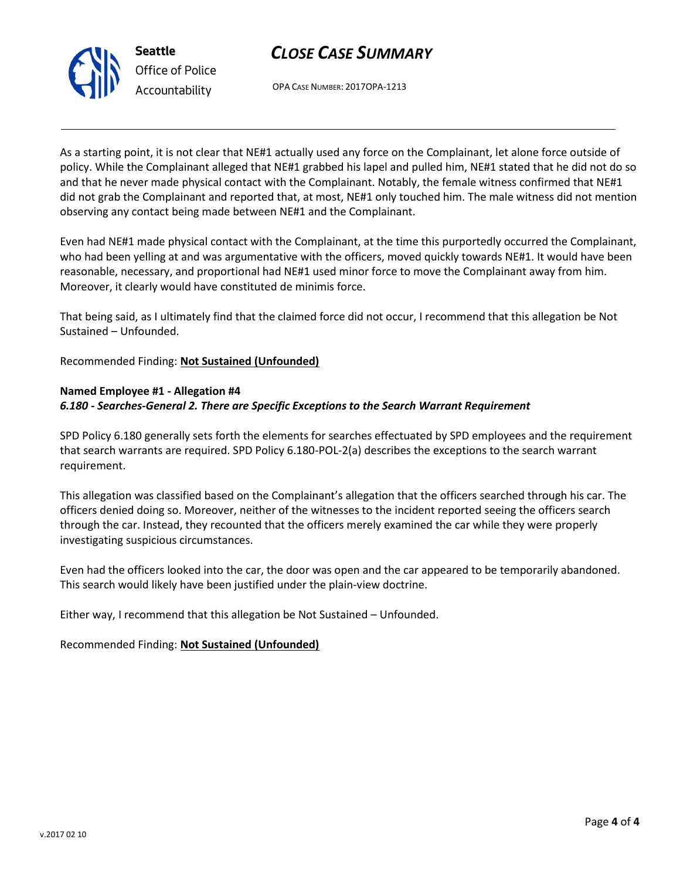As a starting point, it is not clear that NE#1 actually used any force on the Complainant, let alone force outside of policy. While the Complainant alleged that NE#1 grabbed his lapel and pulled him, NE#1 stated that he did not do so and that he never made physical contact with the Complainant. Notably, the female witness confirmed that NE#1 did not grab the Complainant and reported that, at most, NE#1 only touched him. The male witness did not mention observing any contact being made between NE#1 and the Complainant.

Even had NE#1 made physical contact with the Complainant, at the time this purportedly occurred the Complainant, who had been yelling at and was argumentative with the officers, moved quickly towards NE#1. It would have been reasonable, necessary, and proportional had NE#1 used minor force to move the Complainant away from him. Moreover, it clearly would have constituted de minimis force.

That being said, as I ultimately find that the claimed force did not occur, I recommend that this allegation be Not Sustained – Unfounded.

Recommended Finding: **Not Sustained (Unfounded)**

**Named Employee #1 - Allegation #4**
***6.180 - Searches-General 2. There are Specific Exceptions to the Search Warrant Requirement***

SPD Policy 6.180 generally sets forth the elements for searches effectuated by SPD employees and the requirement that search warrants are required. SPD Policy 6.180-POL-2(a) describes the exceptions to the search warrant requirement.

This allegation was classified based on the Complainant's allegation that the officers searched through his car. The officers denied doing so. Moreover, neither of the witnesses to the incident reported seeing the officers search through the car. Instead, they recounted that the officers merely examined the car while they were properly investigating suspicious circumstances.

Even had the officers looked into the car, the door was open and the car appeared to be temporarily abandoned. This search would likely have been justified under the plain-view doctrine.

Either way, I recommend that this allegation be Not Sustained – Unfounded.

Recommended Finding: **Not Sustained (Unfounded)**